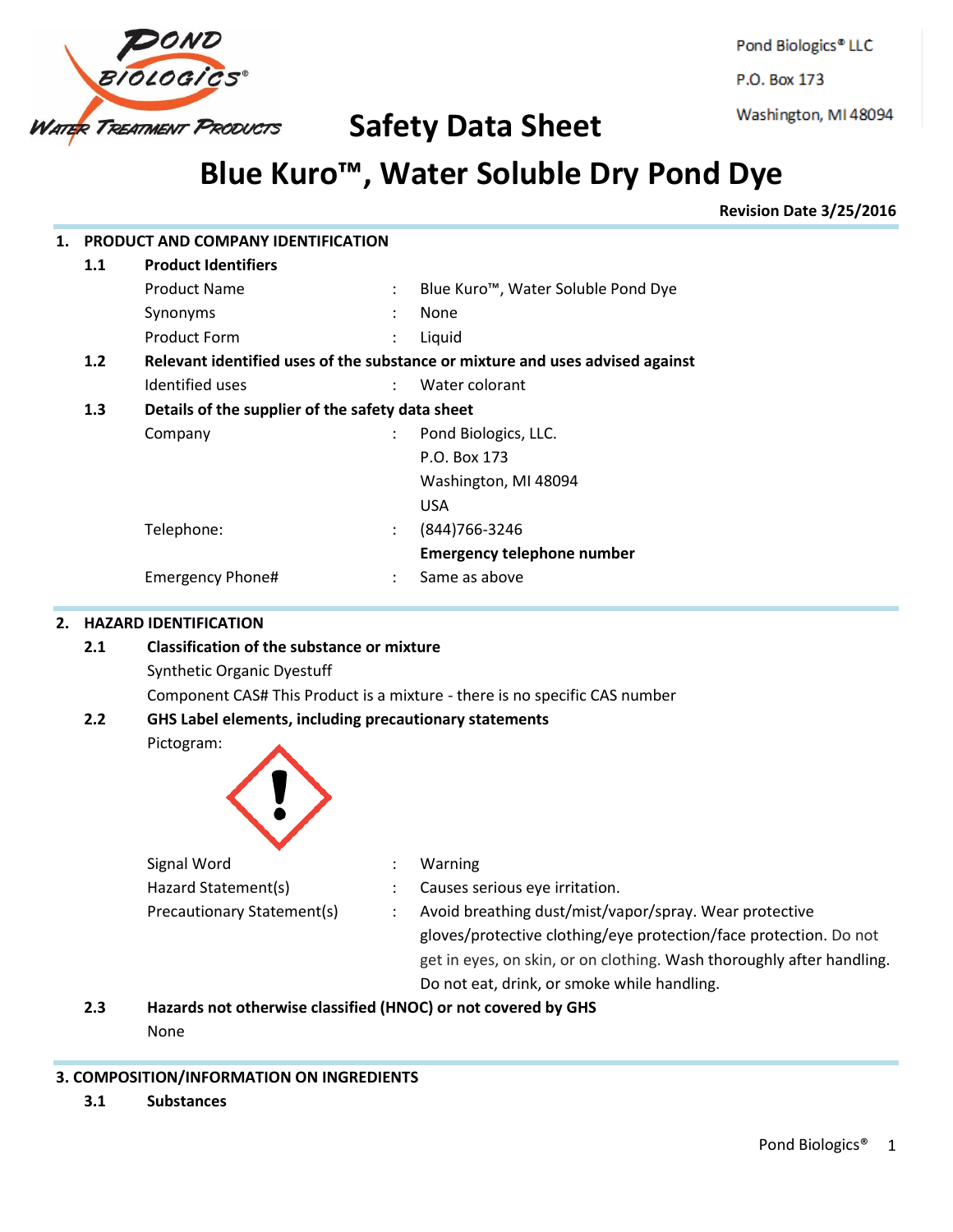Pond Biologics® LLC

P.O. Box 173

Washington, MI 48094

# Safety Data Sheet

# Blue Kuro™, Water Soluble Dry Pond Dye

**Revision Date 3/25/2016**

## 1. PRODUCT AND COMPANY IDENTIFICATION

### 1.1 Product Identifiers

| | | |
|---|---|---|
| Product Name | : | Blue Kuro™, Water Soluble Pond Dye |
| Synonyms | : | None |
| Product Form | : | Liquid |

### 1.2 Relevant identified uses of the substance or mixture and uses advised against

| | | |
|---|---|---|
| Identified uses | : | Water colorant |

### 1.3 Details of the supplier of the safety data sheet

| | | |
|---|---|---|
| Company | : | Pond Biologics, LLC.<br>P.O. Box 173<br>Washington, MI 48094<br>USA |
| Telephone: | : | (844)766-3246 |
| | | **Emergency telephone number** |
| Emergency Phone# | : | Same as above |

## 2. HAZARD IDENTIFICATION

### 2.1 Classification of the substance or mixture

Synthetic Organic Dyestuff

Component CAS# This Product is a mixture - there is no specific CAS number

### 2.2 GHS Label elements, including precautionary statements

Pictogram:

| | | |
|---|---|---|
| Signal Word | : | Warning |
| Hazard Statement(s) | : | Causes serious eye irritation. |
| Precautionary Statement(s) | : | Avoid breathing dust/mist/vapor/spray. Wear protective gloves/protective clothing/eye protection/face protection. Do not get in eyes, on skin, or on clothing. Wash thoroughly after handling. Do not eat, drink, or smoke while handling. |

### 2.3 Hazards not otherwise classified (HNOC) or not covered by GHS

None

## 3. COMPOSITION/INFORMATION ON INGREDIENTS

### 3.1 Substances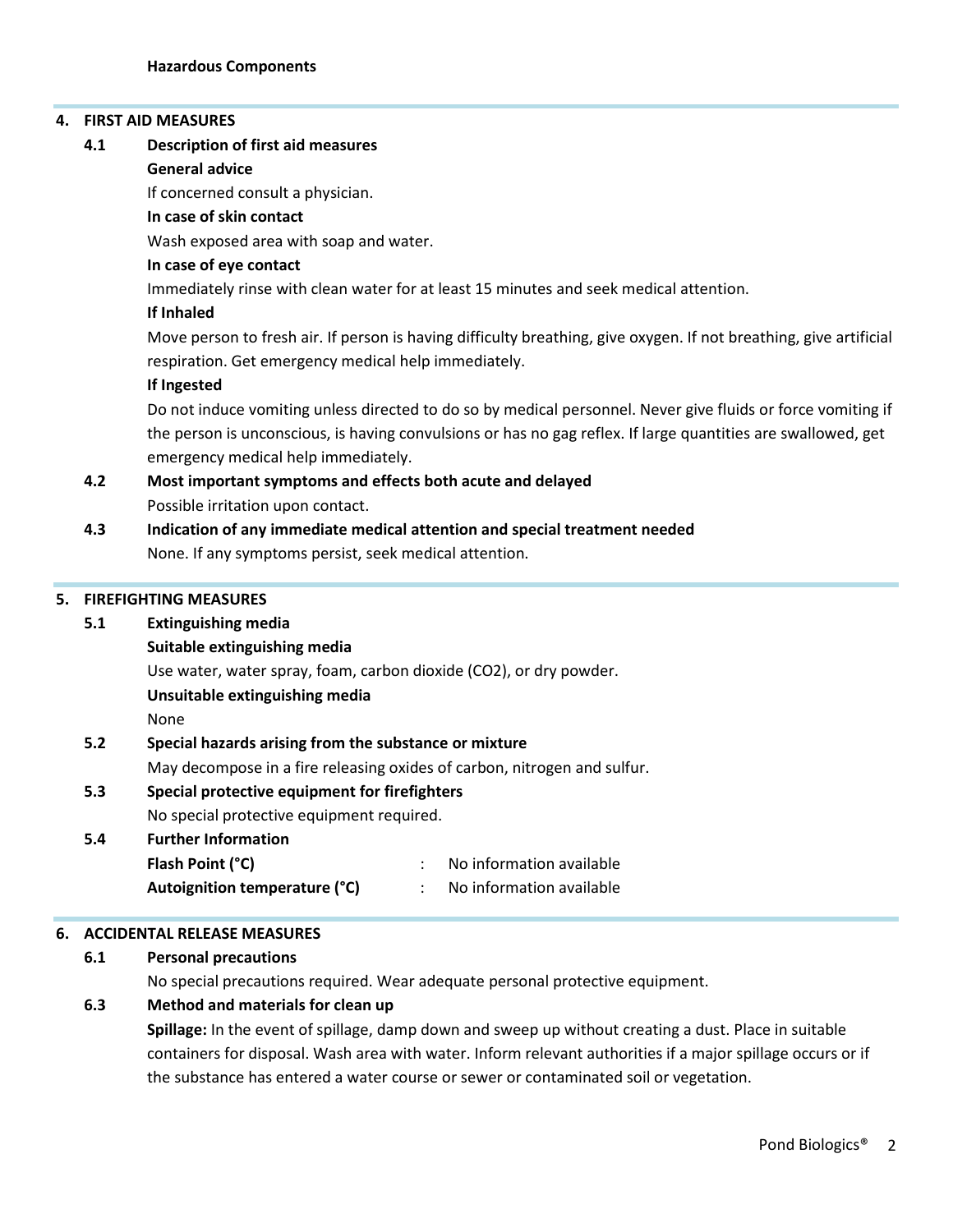**Hazardous Components**

## 4. FIRST AID MEASURES

### 4.1 Description of first aid measures

**General advice**

If concerned consult a physician.

**In case of skin contact**

Wash exposed area with soap and water.

**In case of eye contact**

Immediately rinse with clean water for at least 15 minutes and seek medical attention.

**If Inhaled**

Move person to fresh air. If person is having difficulty breathing, give oxygen. If not breathing, give artificial respiration. Get emergency medical help immediately.

**If Ingested**

Do not induce vomiting unless directed to do so by medical personnel. Never give fluids or force vomiting if the person is unconscious, is having convulsions or has no gag reflex. If large quantities are swallowed, get emergency medical help immediately.

### 4.2 Most important symptoms and effects both acute and delayed

Possible irritation upon contact.

### 4.3 Indication of any immediate medical attention and special treatment needed

None. If any symptoms persist, seek medical attention.

## 5. FIREFIGHTING MEASURES

### 5.1 Extinguishing media

**Suitable extinguishing media**

Use water, water spray, foam, carbon dioxide ($CO_2$), or dry powder.

**Unsuitable extinguishing media**

None

### 5.2 Special hazards arising from the substance or mixture

May decompose in a fire releasing oxides of carbon, nitrogen and sulfur.

### 5.3 Special protective equipment for firefighters

No special protective equipment required.

### 5.4 Further Information

**Flash Point (°C)** : No information available

**Autoignition temperature (°C)** : No information available

## 6. ACCIDENTAL RELEASE MEASURES

### 6.1 Personal precautions

No special precautions required. Wear adequate personal protective equipment.

### 6.3 Method and materials for clean up

**Spillage:** In the event of spillage, damp down and sweep up without creating a dust. Place in suitable containers for disposal. Wash area with water. Inform relevant authorities if a major spillage occurs or if the substance has entered a water course or sewer or contaminated soil or vegetation.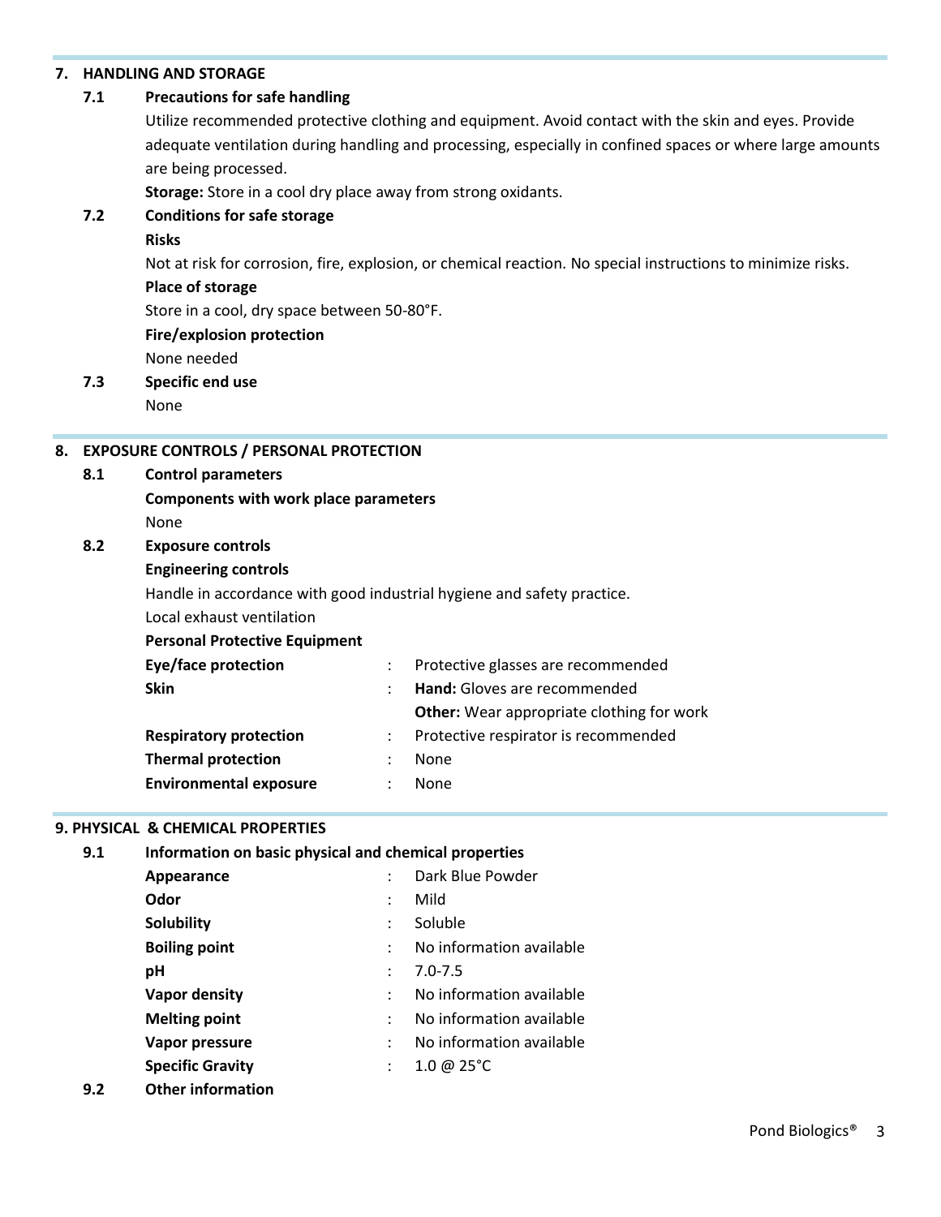## 7. HANDLING AND STORAGE

### 7.1 Precautions for safe handling

Utilize recommended protective clothing and equipment. Avoid contact with the skin and eyes. Provide adequate ventilation during handling and processing, especially in confined spaces or where large amounts are being processed.

**Storage:** Store in a cool dry place away from strong oxidants.

### 7.2 Conditions for safe storage

**Risks**

Not at risk for corrosion, fire, explosion, or chemical reaction. No special instructions to minimize risks.

**Place of storage**

Store in a cool, dry space between 50-80°F.

**Fire/explosion protection**

None needed

### 7.3 Specific end use

None

## 8. EXPOSURE CONTROLS / PERSONAL PROTECTION

### 8.1 Control parameters

**Components with work place parameters**

None

### 8.2 Exposure controls

**Engineering controls**

Handle in accordance with good industrial hygiene and safety practice.

Local exhaust ventilation

**Personal Protective Equipment**

| | | |
|---|---|---|
| **Eye/face protection** | : | Protective glasses are recommended |
| **Skin** | : | **Hand:** Gloves are recommended |
| | | **Other:** Wear appropriate clothing for work |
| **Respiratory protection** | : | Protective respirator is recommended |
| **Thermal protection** | : | None |
| **Environmental exposure** | : | None |

## 9. PHYSICAL & CHEMICAL PROPERTIES

### 9.1 Information on basic physical and chemical properties

| | | |
|---|---|---|
| **Appearance** | : | Dark Blue Powder |
| **Odor** | : | Mild |
| **Solubility** | : | Soluble |
| **Boiling point** | : | No information available |
| **pH** | : | 7.0-7.5 |
| **Vapor density** | : | No information available |
| **Melting point** | : | No information available |
| **Vapor pressure** | : | No information available |
| **Specific Gravity** | : | 1.0 @ 25°C |

### 9.2 Other information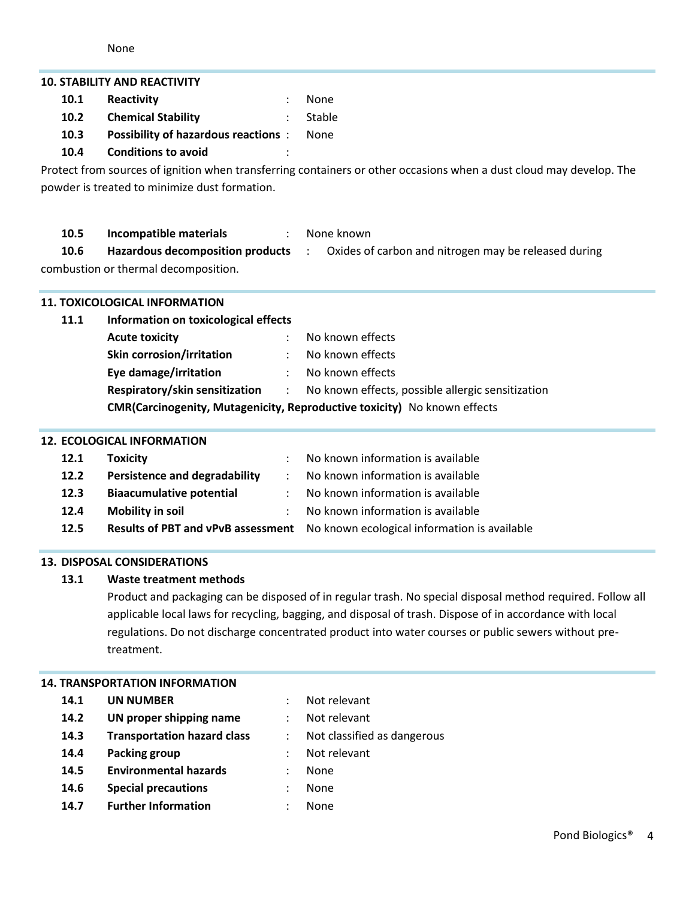None

## 10. STABILITY AND REACTIVITY

| | | | |
|---|---|---|---|
| **10.1** | **Reactivity** | : | None |
| **10.2** | **Chemical Stability** | : | Stable |
| **10.3** | **Possibility of hazardous reactions** | : | None |
| **10.4** | **Conditions to avoid** | : | |

Protect from sources of ignition when transferring containers or other occasions when a dust cloud may develop. The powder is treated to minimize dust formation.

**10.5 Incompatible materials** : None known

**10.6 Hazardous decomposition products** : Oxides of carbon and nitrogen may be released during combustion or thermal decomposition.

## 11. TOXICOLOGICAL INFORMATION

**11.1 Information on toxicological effects**

| | | |
|---|---|---|
| **Acute toxicity** | : | No known effects |
| **Skin corrosion/irritation** | : | No known effects |
| **Eye damage/irritation** | : | No known effects |
| **Respiratory/skin sensitization** | : | No known effects, possible allergic sensitization |

**CMR(Carcinogenity, Mutagenicity, Reproductive toxicity)** No known effects

## 12. ECOLOGICAL INFORMATION

| | | | |
|---|---|---|---|
| **12.1** | **Toxicity** | : | No known information is available |
| **12.2** | **Persistence and degradability** | : | No known information is available |
| **12.3** | **Biaacumulative potential** | : | No known information is available |
| **12.4** | **Mobility in soil** | : | No known information is available |
| **12.5** | **Results of PBT and vPvB assessment** | | No known ecological information is available |

## 13. DISPOSAL CONSIDERATIONS

**13.1 Waste treatment methods**

Product and packaging can be disposed of in regular trash. No special disposal method required. Follow all applicable local laws for recycling, bagging, and disposal of trash. Dispose of in accordance with local regulations. Do not discharge concentrated product into water courses or public sewers without pre-treatment.

## 14. TRANSPORTATION INFORMATION

| | | | |
|---|---|---|---|
| **14.1** | **UN NUMBER** | : | Not relevant |
| **14.2** | **UN proper shipping name** | : | Not relevant |
| **14.3** | **Transportation hazard class** | : | Not classified as dangerous |
| **14.4** | **Packing group** | : | Not relevant |
| **14.5** | **Environmental hazards** | : | None |
| **14.6** | **Special precautions** | : | None |
| **14.7** | **Further Information** | : | None |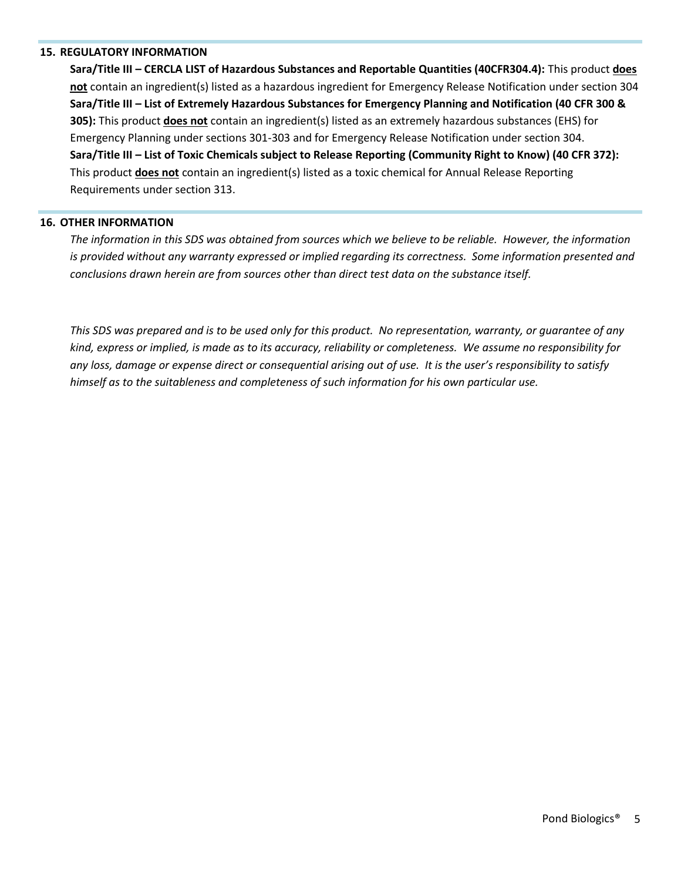## 15. REGULATORY INFORMATION

**Sara/Title III – CERCLA LIST of Hazardous Substances and Reportable Quantities (40CFR304.4):** This product **does not** contain an ingredient(s) listed as a hazardous ingredient for Emergency Release Notification under section 304
**Sara/Title III – List of Extremely Hazardous Substances for Emergency Planning and Notification (40 CFR 300 & 305):** This product **does not** contain an ingredient(s) listed as an extremely hazardous substances (EHS) for Emergency Planning under sections 301-303 and for Emergency Release Notification under section 304.
**Sara/Title III – List of Toxic Chemicals subject to Release Reporting (Community Right to Know) (40 CFR 372):** This product **does not** contain an ingredient(s) listed as a toxic chemical for Annual Release Reporting Requirements under section 313.

## 16. OTHER INFORMATION

*The information in this SDS was obtained from sources which we believe to be reliable. However, the information is provided without any warranty expressed or implied regarding its correctness. Some information presented and conclusions drawn herein are from sources other than direct test data on the substance itself.*

*This SDS was prepared and is to be used only for this product. No representation, warranty, or guarantee of any kind, express or implied, is made as to its accuracy, reliability or completeness. We assume no responsibility for any loss, damage or expense direct or consequential arising out of use. It is the user's responsibility to satisfy himself as to the suitableness and completeness of such information for his own particular use.*